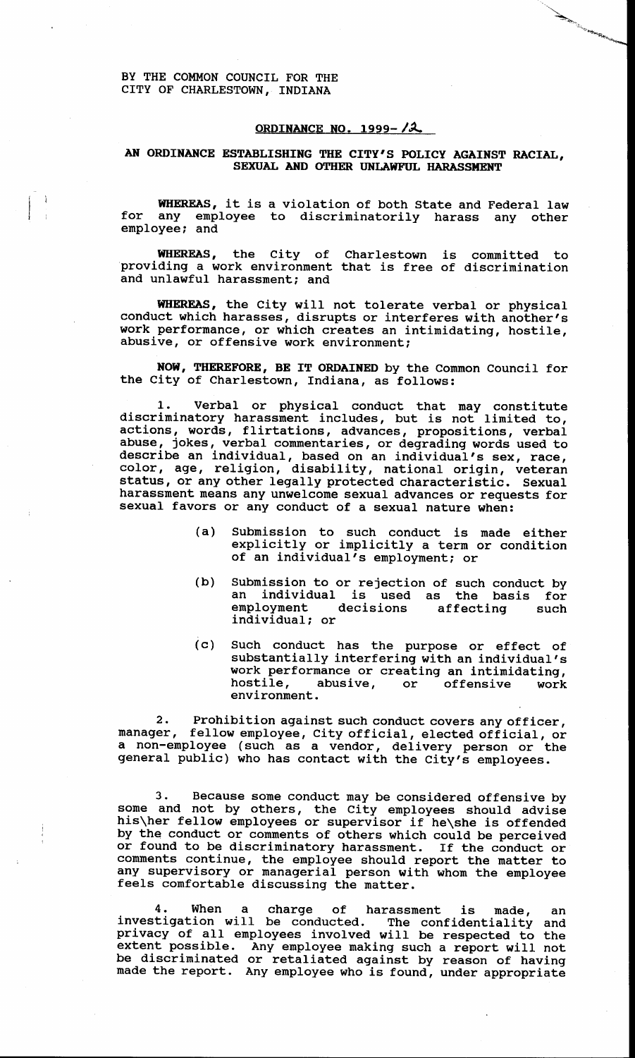BY THE COMMON COUNCIL FOR THE
CITY OF CHARLESTOWN, INDIANA

## ORDINANCE NO. 1999-12

### AN ORDINANCE ESTABLISHING THE CITY'S POLICY AGAINST RACIAL, SEXUAL AND OTHER UNLAWFUL HARASSMENT

**WHEREAS,** it is a violation of both State and Federal law for any employee to discriminatorily harass any other employee; and

**WHEREAS,** the City of Charlestown is committed to providing a work environment that is free of discrimination and unlawful harassment; and

**WHEREAS,** the City will not tolerate verbal or physical conduct which harasses, disrupts or interferes with another's work performance, or which creates an intimidating, hostile, abusive, or offensive work environment;

**NOW, THEREFORE, BE IT ORDAINED** by the Common Council for the City of Charlestown, Indiana, as follows:

1. Verbal or physical conduct that may constitute discriminatory harassment includes, but is not limited to, actions, words, flirtations, advances, propositions, verbal abuse, jokes, verbal commentaries, or degrading words used to describe an individual, based on an individual's sex, race, color, age, religion, disability, national origin, veteran status, or any other legally protected characteristic. Sexual harassment means any unwelcome sexual advances or requests for sexual favors or any conduct of a sexual nature when:

   (a) Submission to such conduct is made either explicitly or implicitly a term or condition of an individual's employment; or

   (b) Submission to or rejection of such conduct by an individual is used as the basis for employment decisions affecting such individual; or

   (c) Such conduct has the purpose or effect of substantially interfering with an individual's work performance or creating an intimidating, hostile, abusive, or offensive work environment.

2. Prohibition against such conduct covers any officer, manager, fellow employee, City official, elected official, or a non-employee (such as a vendor, delivery person or the general public) who has contact with the City's employees.

3. Because some conduct may be considered offensive by some and not by others, the City employees should advise his\her fellow employees or supervisor if he\she is offended by the conduct or comments of others which could be perceived or found to be discriminatory harassment. If the conduct or comments continue, the employee should report the matter to any supervisory or managerial person with whom the employee feels comfortable discussing the matter.

4. When a charge of harassment is made, an investigation will be conducted. The confidentiality and privacy of all employees involved will be respected to the extent possible. Any employee making such a report will not be discriminated or retaliated against by reason of having made the report. Any employee who is found, under appropriate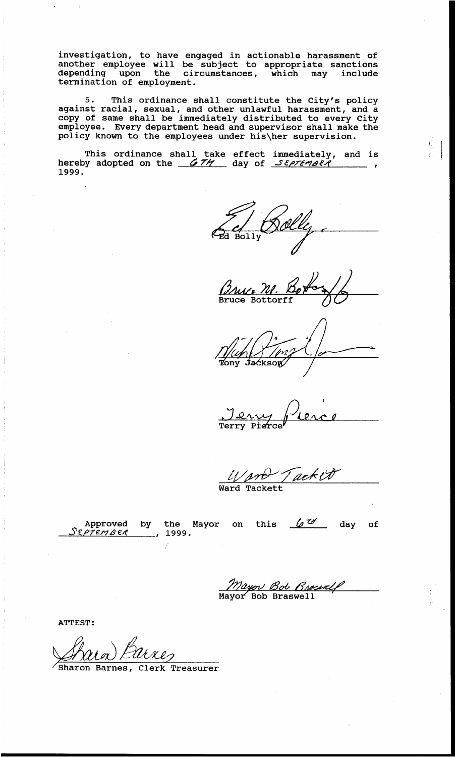investigation, to have engaged in actionable harassment of another employee will be subject to appropriate sanctions depending upon the circumstances, which may include termination of employment.

5. This ordinance shall constitute the City's policy against racial, sexual, and other unlawful harassment, and a copy of same shall be immediately distributed to every City employee. Every department head and supervisor shall make the policy known to the employees under his\her supervision.

This ordinance shall take effect immediately, and is hereby adopted on the 6TH day of SEPTEMBER, 1999.

Ed Bolly

Bruce Bottorff

Tony Jackson

Terry Pierce

Ward Tackett

Approved by the Mayor on this 6TH day of SEPTEMBER, 1999.

Mayor Bob Braswell

ATTEST:

Sharon Barnes, Clerk Treasurer